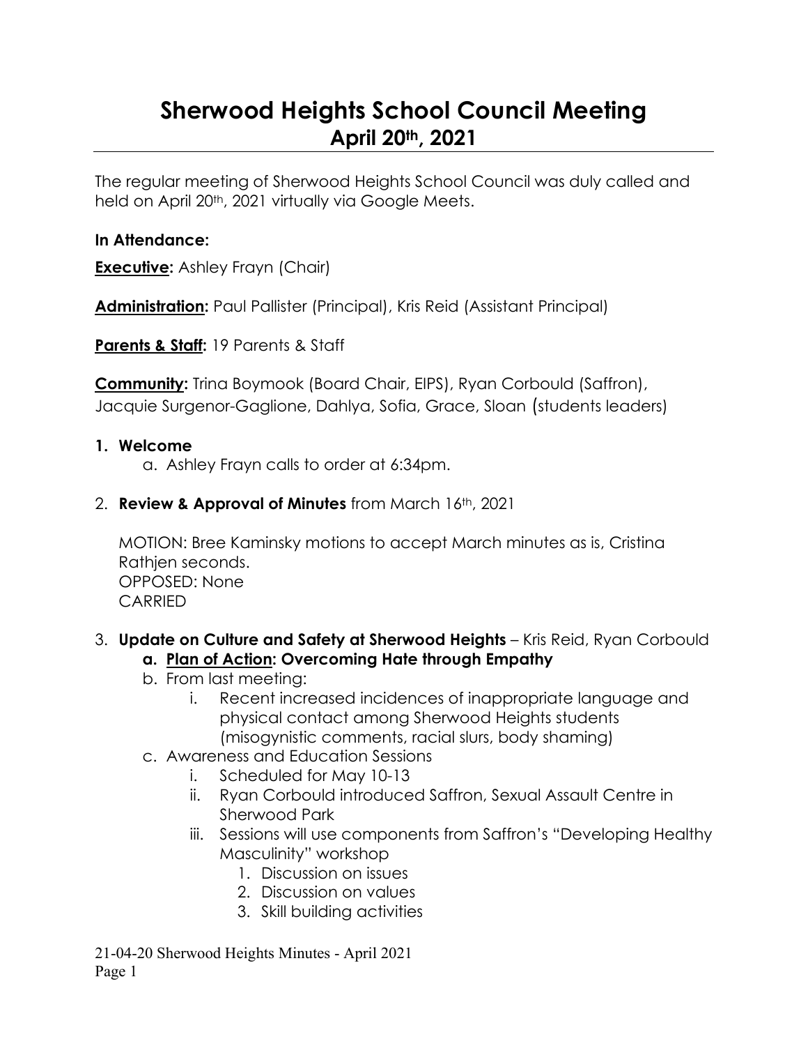# Sherwood Heights School Council Meeting
## April 20th, 2021

The regular meeting of Sherwood Heights School Council was duly called and held on April 20th, 2021 virtually via Google Meets.

**In Attendance:**

**Executive:** Ashley Frayn (Chair)

**Administration:** Paul Pallister (Principal), Kris Reid (Assistant Principal)

**Parents & Staff:** 19 Parents & Staff

**Community:** Trina Boymook (Board Chair, EIPS), Ryan Corbould (Saffron), Jacquie Surgenor-Gaglione, Dahlya, Sofia, Grace, Sloan (students leaders)

1. **Welcome**
   a. Ashley Frayn calls to order at 6:34pm.

2. **Review & Approval of Minutes** from March 16th, 2021

   MOTION: Bree Kaminsky motions to accept March minutes as is, Cristina Rathjen seconds.
   OPPOSED: None
   CARRIED

3. **Update on Culture and Safety at Sherwood Heights** – Kris Reid, Ryan Corbould
   a. **Plan of Action: Overcoming Hate through Empathy**
   b. From last meeting:
      i. Recent increased incidences of inappropriate language and physical contact among Sherwood Heights students (misogynistic comments, racial slurs, body shaming)
   c. Awareness and Education Sessions
      i. Scheduled for May 10-13
      ii. Ryan Corbould introduced Saffron, Sexual Assault Centre in Sherwood Park
      iii. Sessions will use components from Saffron's "Developing Healthy Masculinity" workshop
         1. Discussion on issues
         2. Discussion on values
         3. Skill building activities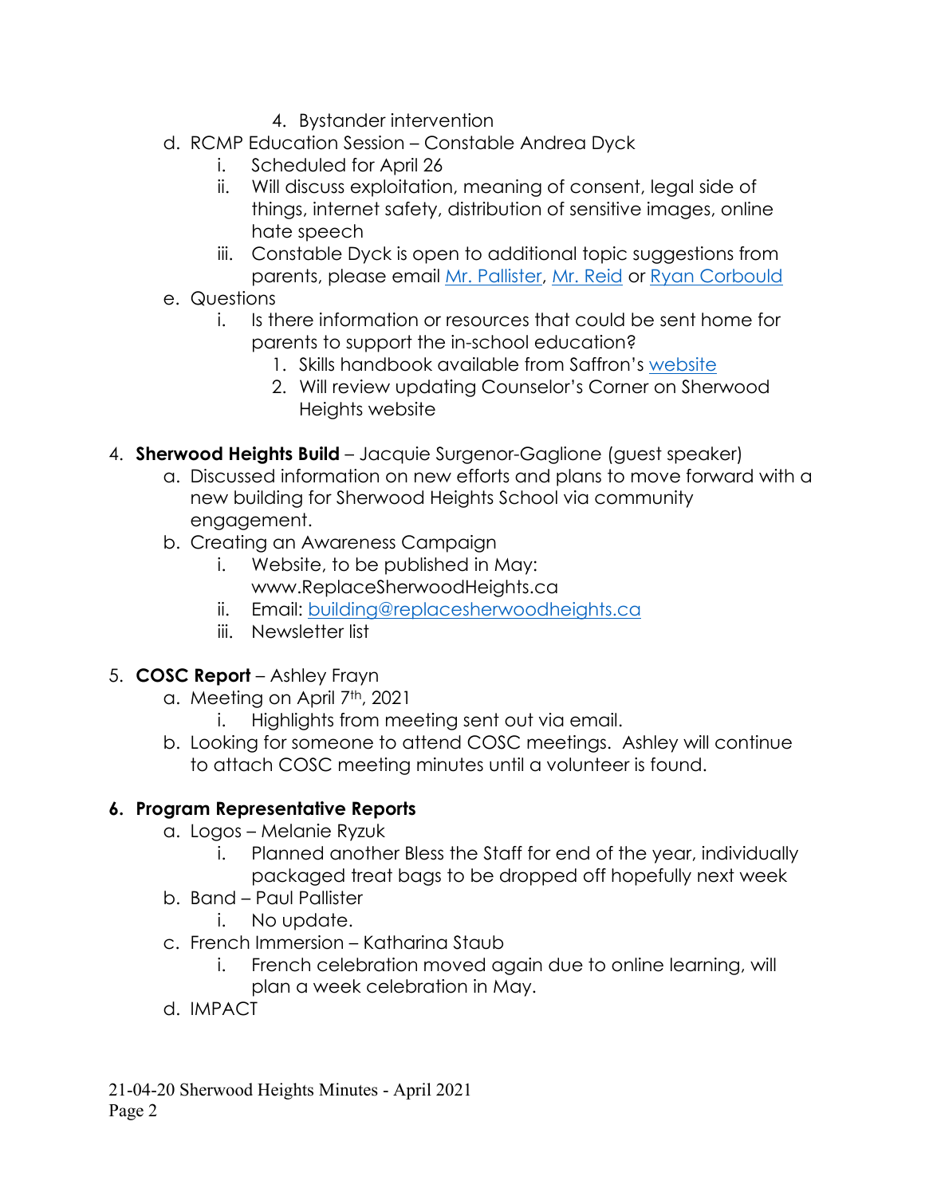4. Bystander intervention

   d. RCMP Education Session – Constable Andrea Dyck
      i. Scheduled for April 26
      ii. Will discuss exploitation, meaning of consent, legal side of things, internet safety, distribution of sensitive images, online hate speech
      iii. Constable Dyck is open to additional topic suggestions from parents, please email Mr. Pallister, Mr. Reid or Ryan Corbould

   e. Questions
      i. Is there information or resources that could be sent home for parents to support the in-school education?
         1. Skills handbook available from Saffron's website
         2. Will review updating Counselor's Corner on Sherwood Heights website

4. **Sherwood Heights Build** – Jacquie Surgenor-Gaglione (guest speaker)
   a. Discussed information on new efforts and plans to move forward with a new building for Sherwood Heights School via community engagement.
   b. Creating an Awareness Campaign
      i. Website, to be published in May: www.ReplaceSherwoodHeights.ca
      ii. Email: building@replacesherwoodheights.ca
      iii. Newsletter list

5. **COSC Report** – Ashley Frayn
   a. Meeting on April 7th, 2021
      i. Highlights from meeting sent out via email.
   b. Looking for someone to attend COSC meetings. Ashley will continue to attach COSC meeting minutes until a volunteer is found.

6. **Program Representative Reports**
   a. Logos – Melanie Ryzuk
      i. Planned another Bless the Staff for end of the year, individually packaged treat bags to be dropped off hopefully next week
   b. Band – Paul Pallister
      i. No update.
   c. French Immersion – Katharina Staub
      i. French celebration moved again due to online learning, will plan a week celebration in May.
   d. IMPACT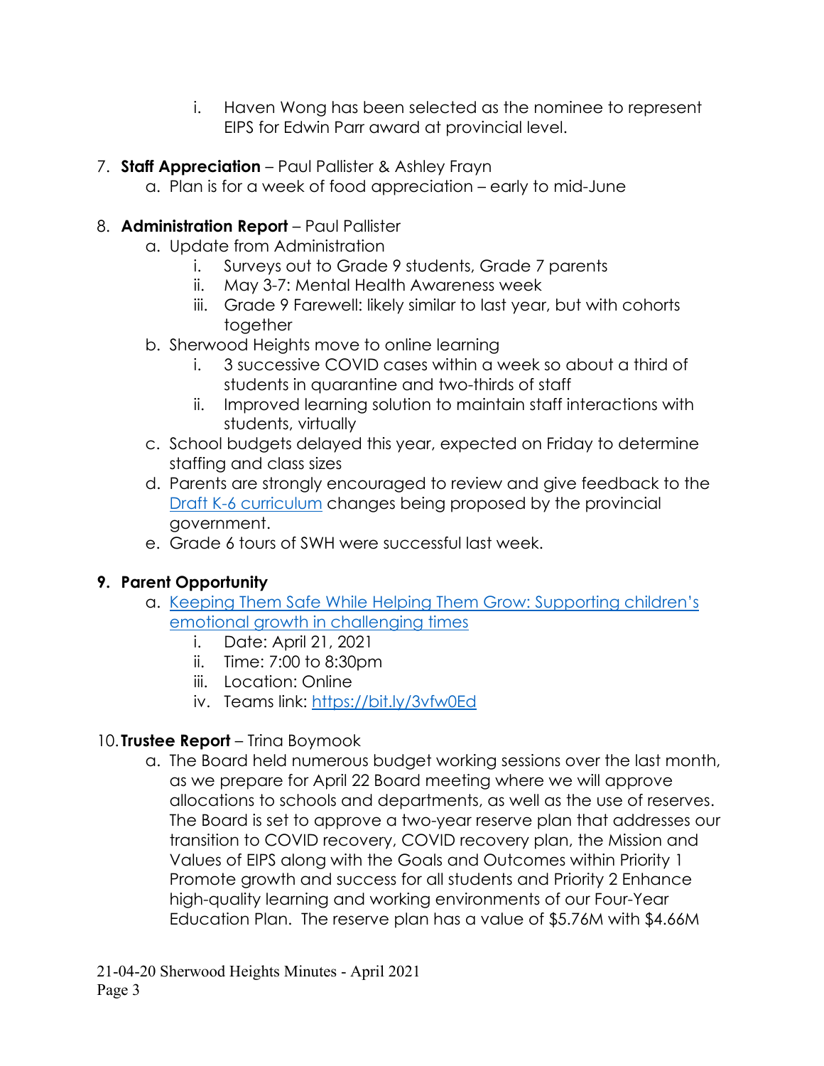i. Haven Wong has been selected as the nominee to represent EIPS for Edwin Parr award at provincial level.

7. **Staff Appreciation** – Paul Pallister & Ashley Frayn
   a. Plan is for a week of food appreciation – early to mid-June

8. **Administration Report** – Paul Pallister
   a. Update from Administration
      i. Surveys out to Grade 9 students, Grade 7 parents
      ii. May 3-7: Mental Health Awareness week
      iii. Grade 9 Farewell: likely similar to last year, but with cohorts together
   b. Sherwood Heights move to online learning
      i. 3 successive COVID cases within a week so about a third of students in quarantine and two-thirds of staff
      ii. Improved learning solution to maintain staff interactions with students, virtually
   c. School budgets delayed this year, expected on Friday to determine staffing and class sizes
   d. Parents are strongly encouraged to review and give feedback to the [Draft K-6 curriculum]() changes being proposed by the provincial government.
   e. Grade 6 tours of SWH were successful last week.

9. **Parent Opportunity**
   a. [Keeping Them Safe While Helping Them Grow: Supporting children's emotional growth in challenging times]()
      i. Date: April 21, 2021
      ii. Time: 7:00 to 8:30pm
      iii. Location: Online
      iv. Teams link: [https://bit.ly/3vfw0Ed](https://bit.ly/3vfw0Ed)

10. **Trustee Report** – Trina Boymook
   a. The Board held numerous budget working sessions over the last month, as we prepare for April 22 Board meeting where we will approve allocations to schools and departments, as well as the use of reserves. The Board is set to approve a two-year reserve plan that addresses our transition to COVID recovery, COVID recovery plan, the Mission and Values of EIPS along with the Goals and Outcomes within Priority 1 Promote growth and success for all students and Priority 2 Enhance high-quality learning and working environments of our Four-Year Education Plan. The reserve plan has a value of $5.76M with $4.66M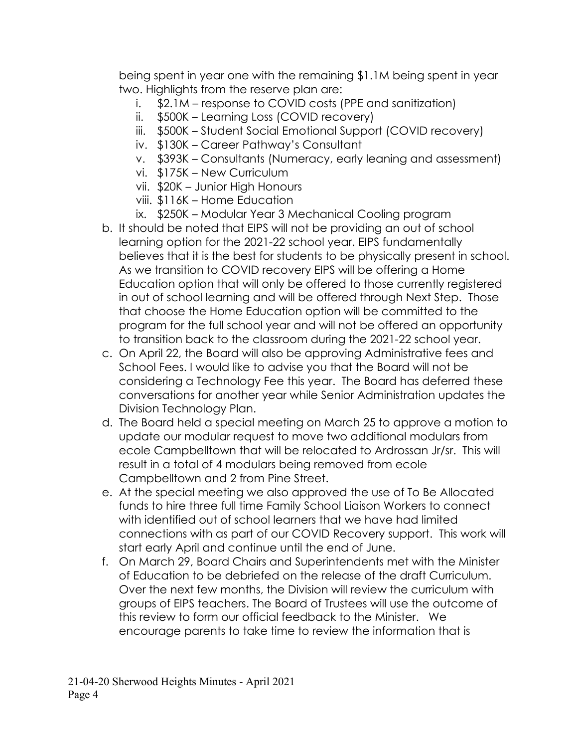being spent in year one with the remaining $1.1M being spent in year two. Highlights from the reserve plan are:

i. $2.1M – response to COVID costs (PPE and sanitization)
ii. $500K – Learning Loss (COVID recovery)
iii. $500K – Student Social Emotional Support (COVID recovery)
iv. $130K – Career Pathway's Consultant
v. $393K – Consultants (Numeracy, early leaning and assessment)
vi. $175K – New Curriculum
vii. $20K – Junior High Honours
viii. $116K – Home Education
ix. $250K – Modular Year 3 Mechanical Cooling program

b. It should be noted that EIPS will not be providing an out of school learning option for the 2021-22 school year. EIPS fundamentally believes that it is the best for students to be physically present in school. As we transition to COVID recovery EIPS will be offering a Home Education option that will only be offered to those currently registered in out of school learning and will be offered through Next Step. Those that choose the Home Education option will be committed to the program for the full school year and will not be offered an opportunity to transition back to the classroom during the 2021-22 school year.

c. On April 22, the Board will also be approving Administrative fees and School Fees. I would like to advise you that the Board will not be considering a Technology Fee this year. The Board has deferred these conversations for another year while Senior Administration updates the Division Technology Plan.

d. The Board held a special meeting on March 25 to approve a motion to update our modular request to move two additional modulars from ecole Campbelltown that will be relocated to Ardrossan Jr/sr. This will result in a total of 4 modulars being removed from ecole Campbelltown and 2 from Pine Street.

e. At the special meeting we also approved the use of To Be Allocated funds to hire three full time Family School Liaison Workers to connect with identified out of school learners that we have had limited connections with as part of our COVID Recovery support. This work will start early April and continue until the end of June.

f. On March 29, Board Chairs and Superintendents met with the Minister of Education to be debriefed on the release of the draft Curriculum. Over the next few months, the Division will review the curriculum with groups of EIPS teachers. The Board of Trustees will use the outcome of this review to form our official feedback to the Minister. We encourage parents to take time to review the information that is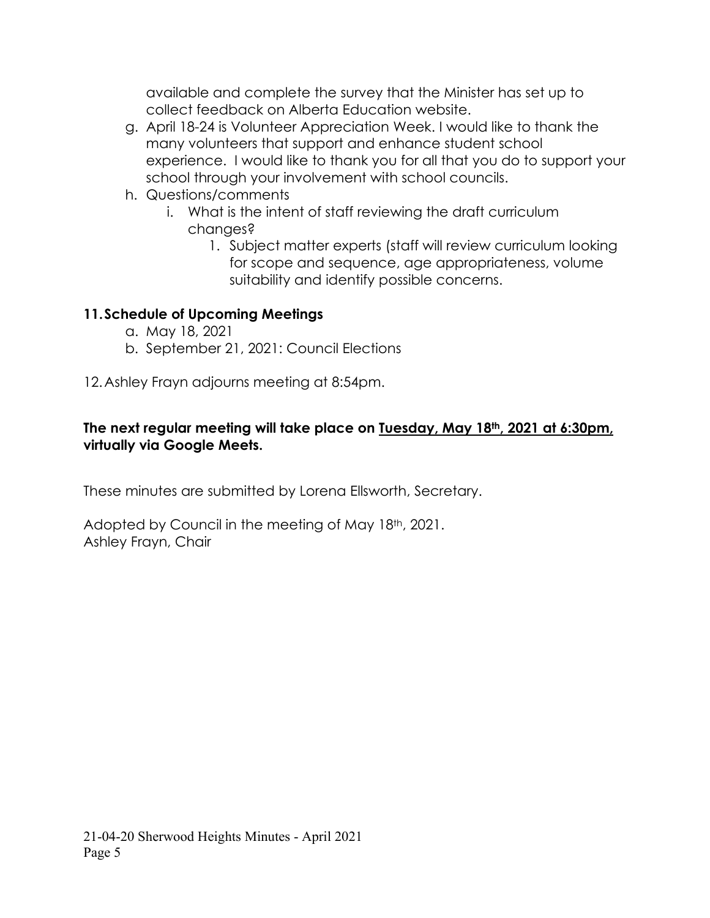available and complete the survey that the Minister has set up to collect feedback on Alberta Education website.

g. April 18-24 is Volunteer Appreciation Week. I would like to thank the many volunteers that support and enhance student school experience. I would like to thank you for all that you do to support your school through your involvement with school councils.

h. Questions/comments
   i. What is the intent of staff reviewing the draft curriculum changes?
      1. Subject matter experts (staff will review curriculum looking for scope and sequence, age appropriateness, volume suitability and identify possible concerns.

**11. Schedule of Upcoming Meetings**

a. May 18, 2021

b. September 21, 2021: Council Elections

12. Ashley Frayn adjourns meeting at 8:54pm.

**The next regular meeting will take place on <u>Tuesday, May 18th, 2021 at 6:30pm</u>, virtually via Google Meets.**

These minutes are submitted by Lorena Ellsworth, Secretary.

Adopted by Council in the meeting of May 18th, 2021.
Ashley Frayn, Chair